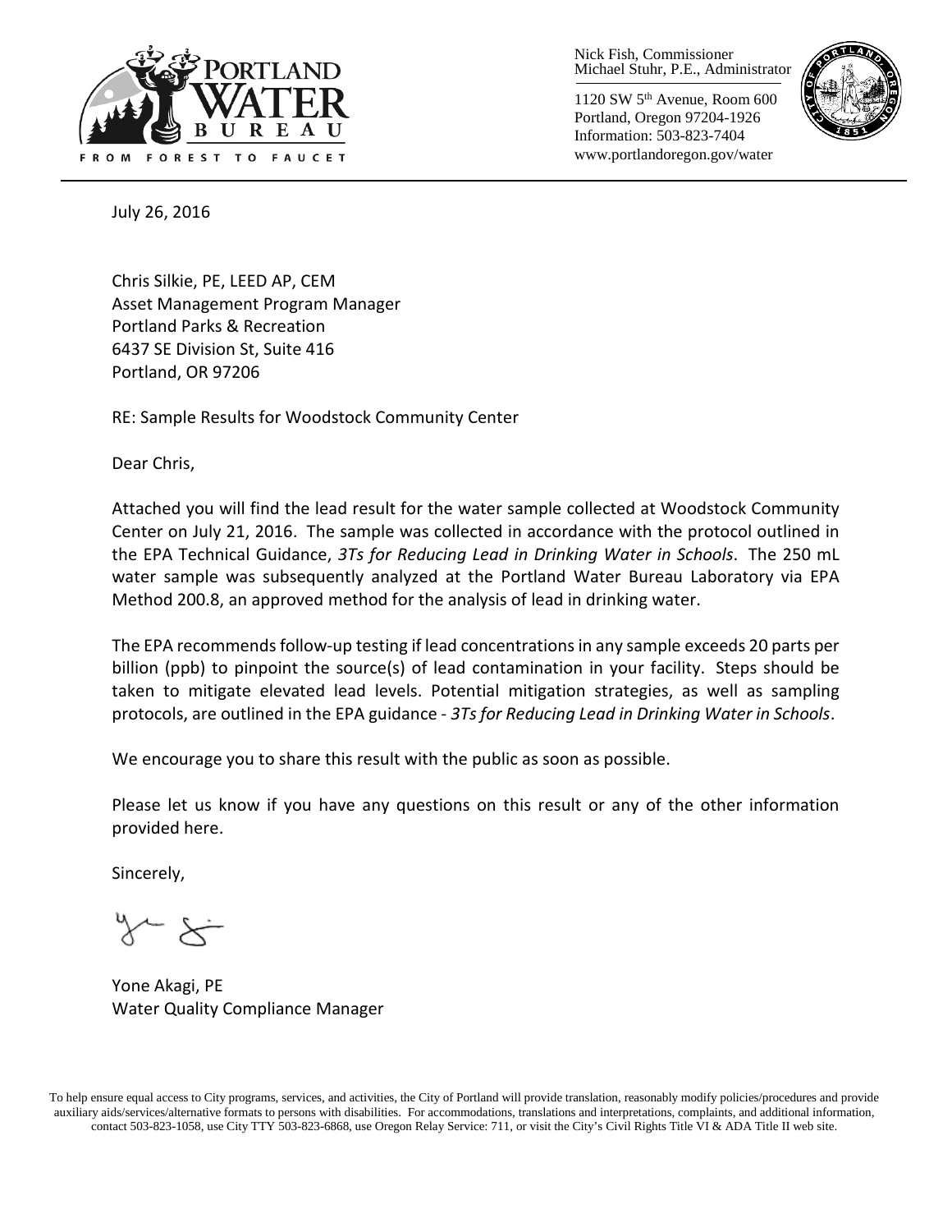PORTLAND WATER BUREAU
FROM FOREST TO FAUCET

Nick Fish, Commissioner
Michael Stuhr, P.E., Administrator

1120 SW 5th Avenue, Room 600
Portland, Oregon 97204-1926
Information: 503-823-7404
www.portlandoregon.gov/water

July 26, 2016

Chris Silkie, PE, LEED AP, CEM
Asset Management Program Manager
Portland Parks & Recreation
6437 SE Division St, Suite 416
Portland, OR 97206

RE: Sample Results for Woodstock Community Center

Dear Chris,

Attached you will find the lead result for the water sample collected at Woodstock Community Center on July 21, 2016. The sample was collected in accordance with the protocol outlined in the EPA Technical Guidance, *3Ts for Reducing Lead in Drinking Water in Schools*. The 250 mL water sample was subsequently analyzed at the Portland Water Bureau Laboratory via EPA Method 200.8, an approved method for the analysis of lead in drinking water.

The EPA recommends follow-up testing if lead concentrations in any sample exceeds 20 parts per billion (ppb) to pinpoint the source(s) of lead contamination in your facility. Steps should be taken to mitigate elevated lead levels. Potential mitigation strategies, as well as sampling protocols, are outlined in the EPA guidance - *3Ts for Reducing Lead in Drinking Water in Schools*.

We encourage you to share this result with the public as soon as possible.

Please let us know if you have any questions on this result or any of the other information provided here.

Sincerely,

Yone Akagi, PE
Water Quality Compliance Manager

To help ensure equal access to City programs, services, and activities, the City of Portland will provide translation, reasonably modify policies/procedures and provide auxiliary aids/services/alternative formats to persons with disabilities. For accommodations, translations and interpretations, complaints, and additional information, contact 503-823-1058, use City TTY 503-823-6868, use Oregon Relay Service: 711, or visit the City's Civil Rights Title VI & ADA Title II web site.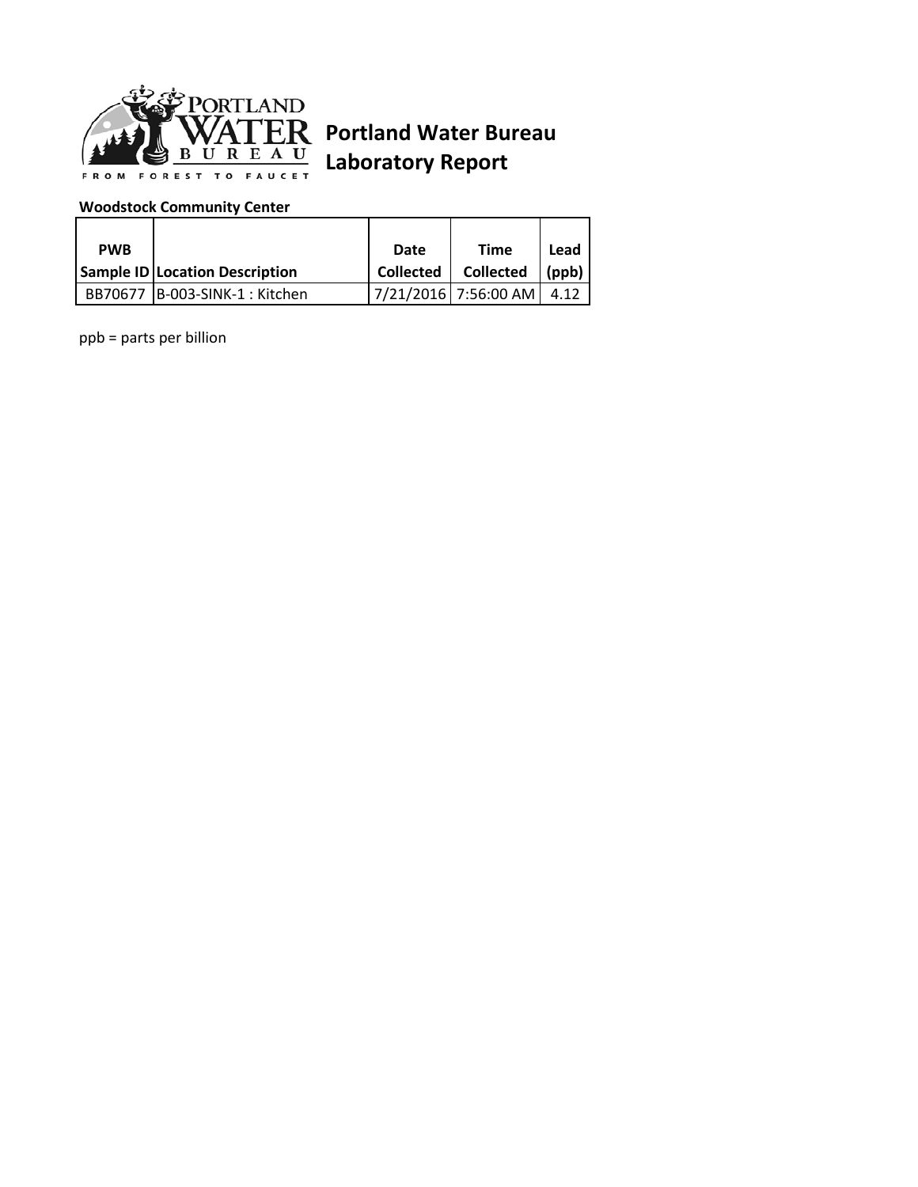# Portland Water Bureau Laboratory Report

**Woodstock Community Center**

| PWB Sample ID | Location Description | Date Collected | Time Collected | Lead (ppb) |
|---|---|---|---|---|
| BB70677 | B-003-SINK-1 : Kitchen | 7/21/2016 | 7:56:00 AM | 4.12 |

ppb = parts per billion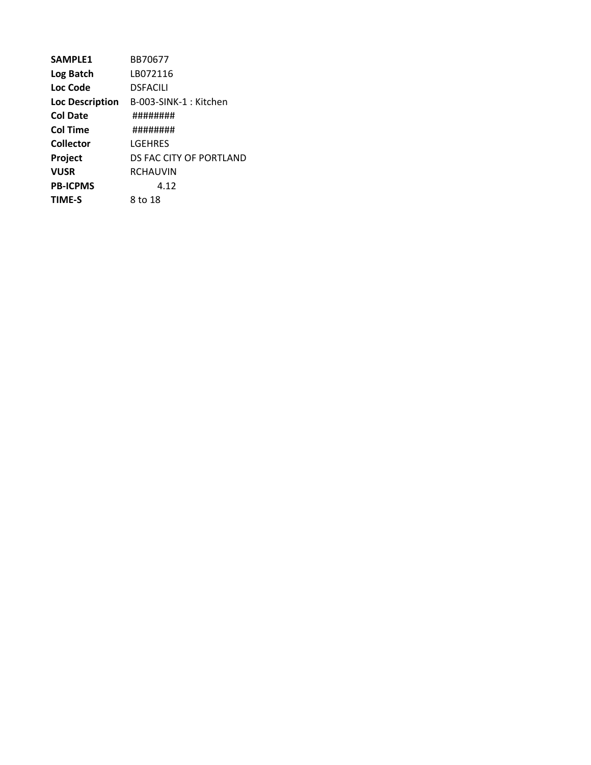| **SAMPLE1** | BB70677 |
|---|---|
| **Log Batch** | LB072116 |
| **Loc Code** | DSFACILI |
| **Loc Description** | B-003-SINK-1 : Kitchen |
| **Col Date** | ######## |
| **Col Time** | ######## |
| **Collector** | LGEHRES |
| **Project** | DS FAC CITY OF PORTLAND |
| **VUSR** | RCHAUVIN |
| **PB-ICPMS** | 4.12 |
| **TIME-S** | 8 to 18 |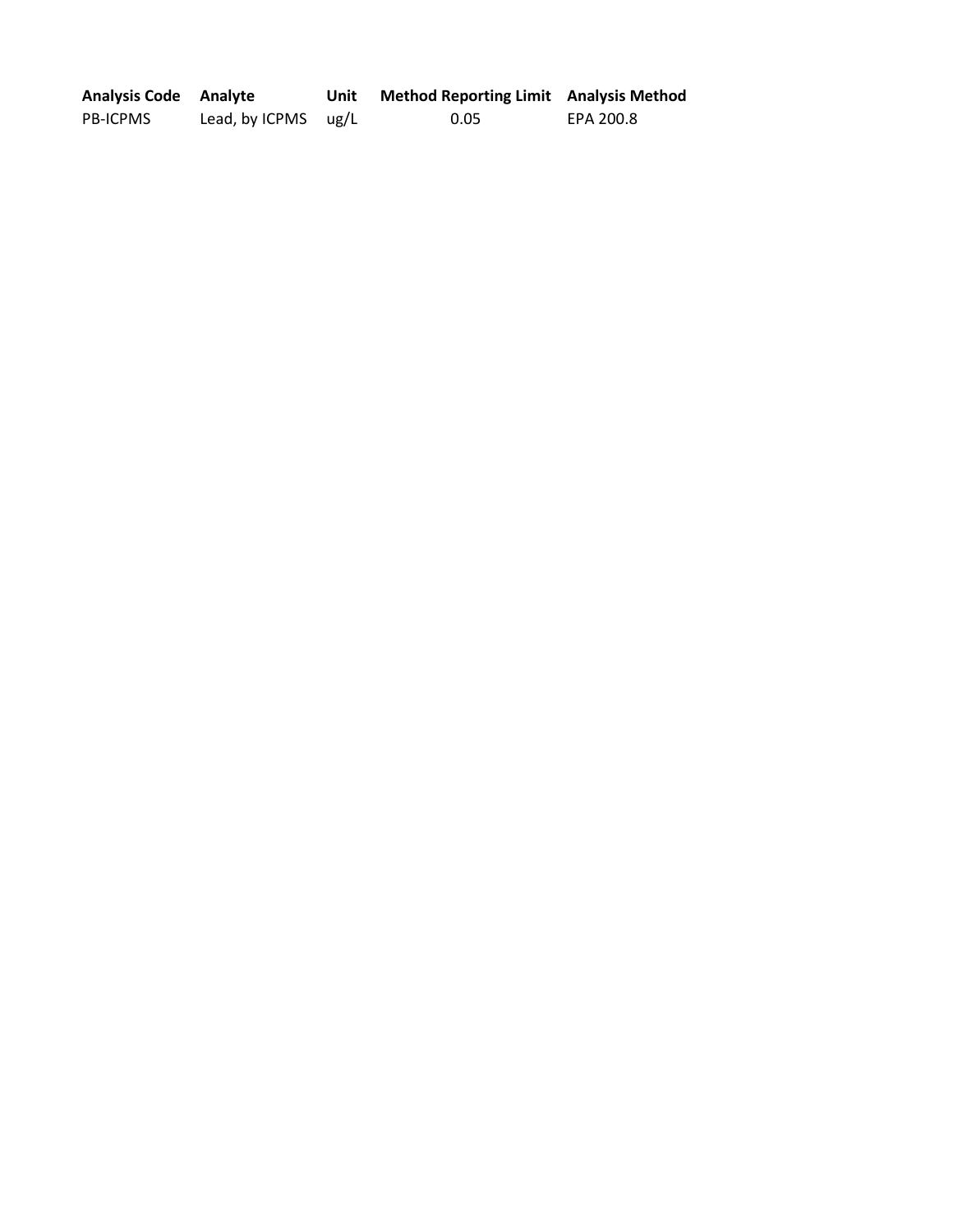| Analysis Code | Analyte | Unit | Method Reporting Limit | Analysis Method |
|---|---|---|---|---|
| PB-ICPMS | Lead, by ICPMS | ug/L | 0.05 | EPA 200.8 |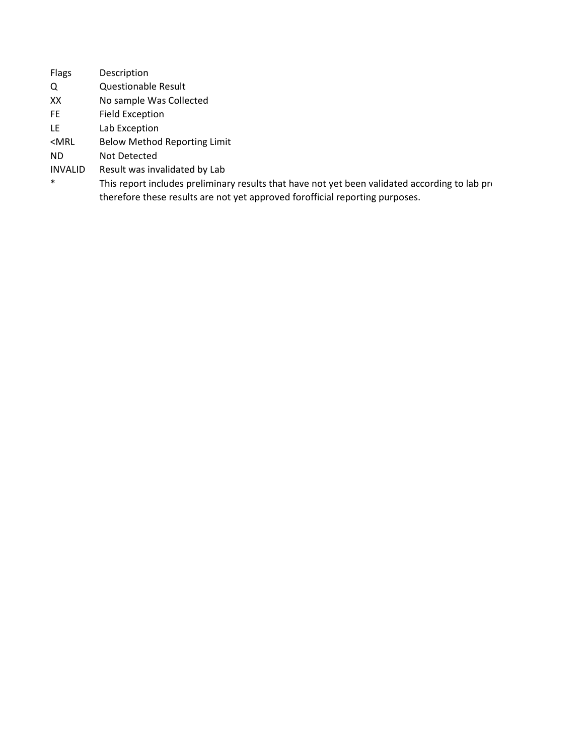| Flags | Description |
| --- | --- |
| Q | Questionable Result |
| XX | No sample Was Collected |
| FE | Field Exception |
| LE | Lab Exception |
| <MRL | Below Method Reporting Limit |
| ND | Not Detected |
| INVALID | Result was invalidated by Lab |
| * | This report includes preliminary results that have not yet been validated according to lab pr therefore these results are not yet approved forofficial reporting purposes. |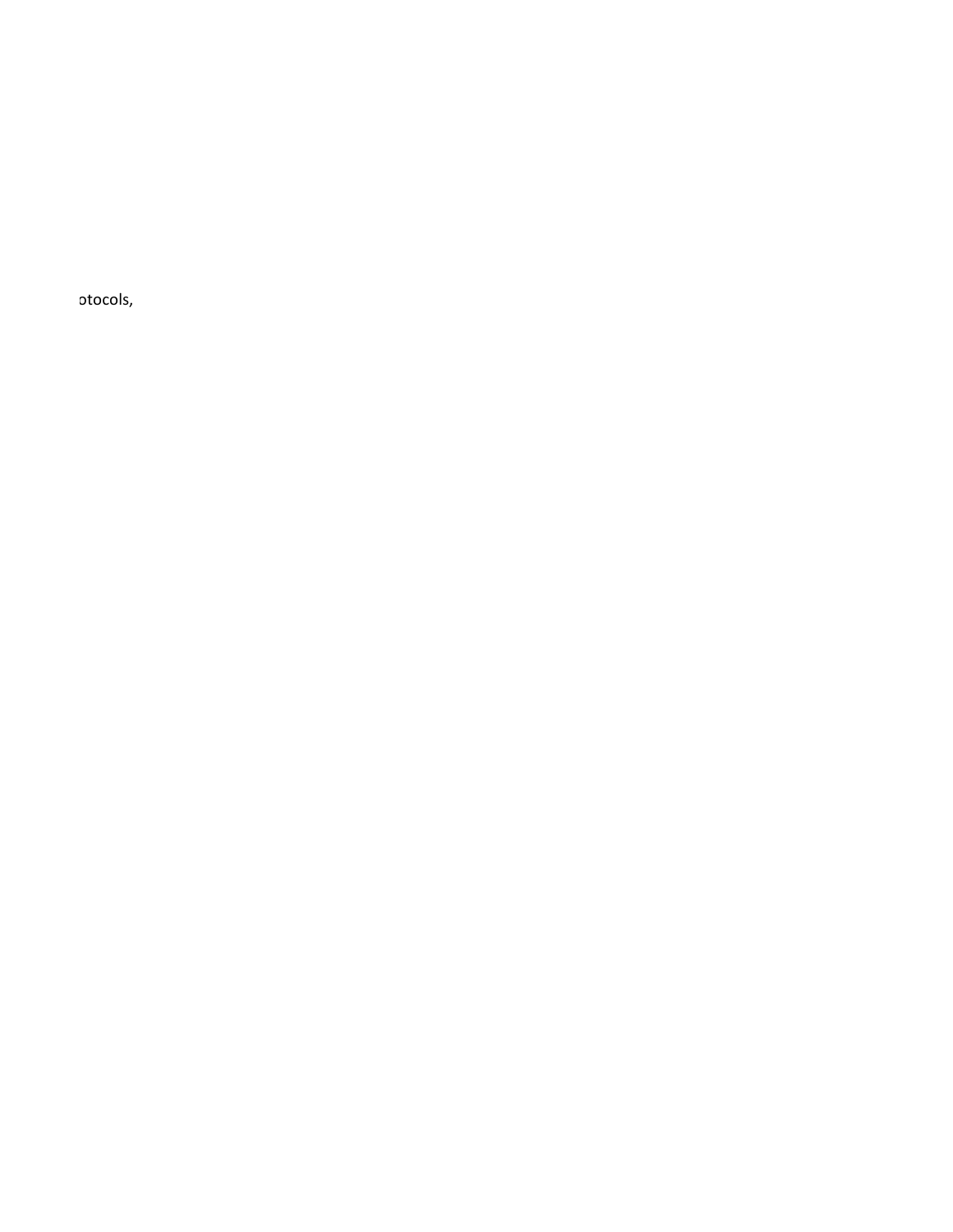otocols,